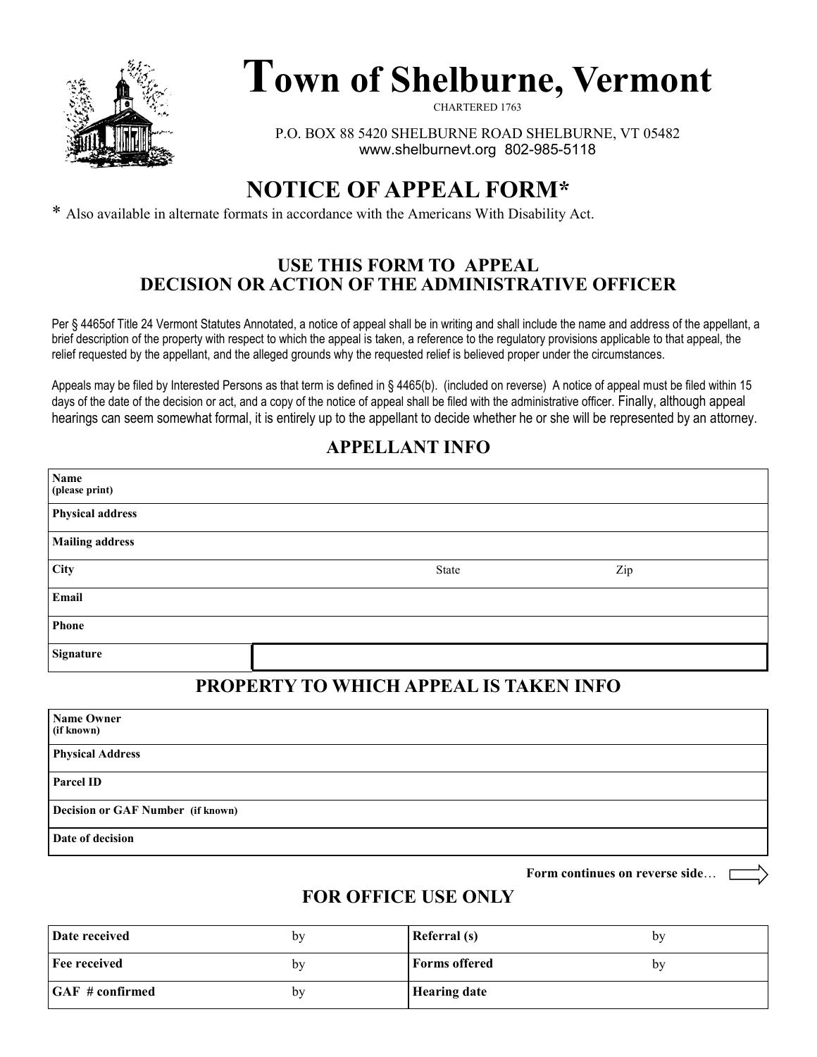# Town of Shelburne, Vermont

CHARTERED 1763

P.O. BOX 88 5420 SHELBURNE ROAD SHELBURNE, VT 05482
www.shelburnevt.org 802-985-5118

## NOTICE OF APPEAL FORM*

* Also available in alternate formats in accordance with the Americans With Disability Act.

### USE THIS FORM TO APPEAL DECISION OR ACTION OF THE ADMINISTRATIVE OFFICER

Per § 4465of Title 24 Vermont Statutes Annotated, a notice of appeal shall be in writing and shall include the name and address of the appellant, a brief description of the property with respect to which the appeal is taken, a reference to the regulatory provisions applicable to that appeal, the relief requested by the appellant, and the alleged grounds why the requested relief is believed proper under the circumstances.

Appeals may be filed by Interested Persons as that term is defined in § 4465(b). (included on reverse) A notice of appeal must be filed within 15 days of the date of the decision or act, and a copy of the notice of appeal shall be filed with the administrative officer. Finally, although appeal hearings can seem somewhat formal, it is entirely up to the appellant to decide whether he or she will be represented by an attorney.

### APPELLANT INFO

| | | | |
|---|---|---|---|
| **Name** (please print) | | | |
| **Physical address** | | | |
| **Mailing address** | | | |
| **City** | | State | Zip |
| **Email** | | | |
| **Phone** | | | |
| **Signature** | | | |

### PROPERTY TO WHICH APPEAL IS TAKEN INFO

| | |
|---|---|
| **Name Owner** (if known) | |
| **Physical Address** | |
| **Parcel ID** | |
| **Decision or GAF Number** (if known) | |
| **Date of decision** | |

**Form continues on reverse side**…

### FOR OFFICE USE ONLY

| | | | |
|---|---|---|---|
| **Date received** | by | **Referral (s)** | by |
| **Fee received** | by | **Forms offered** | by |
| **GAF # confirmed** | by | **Hearing date** | |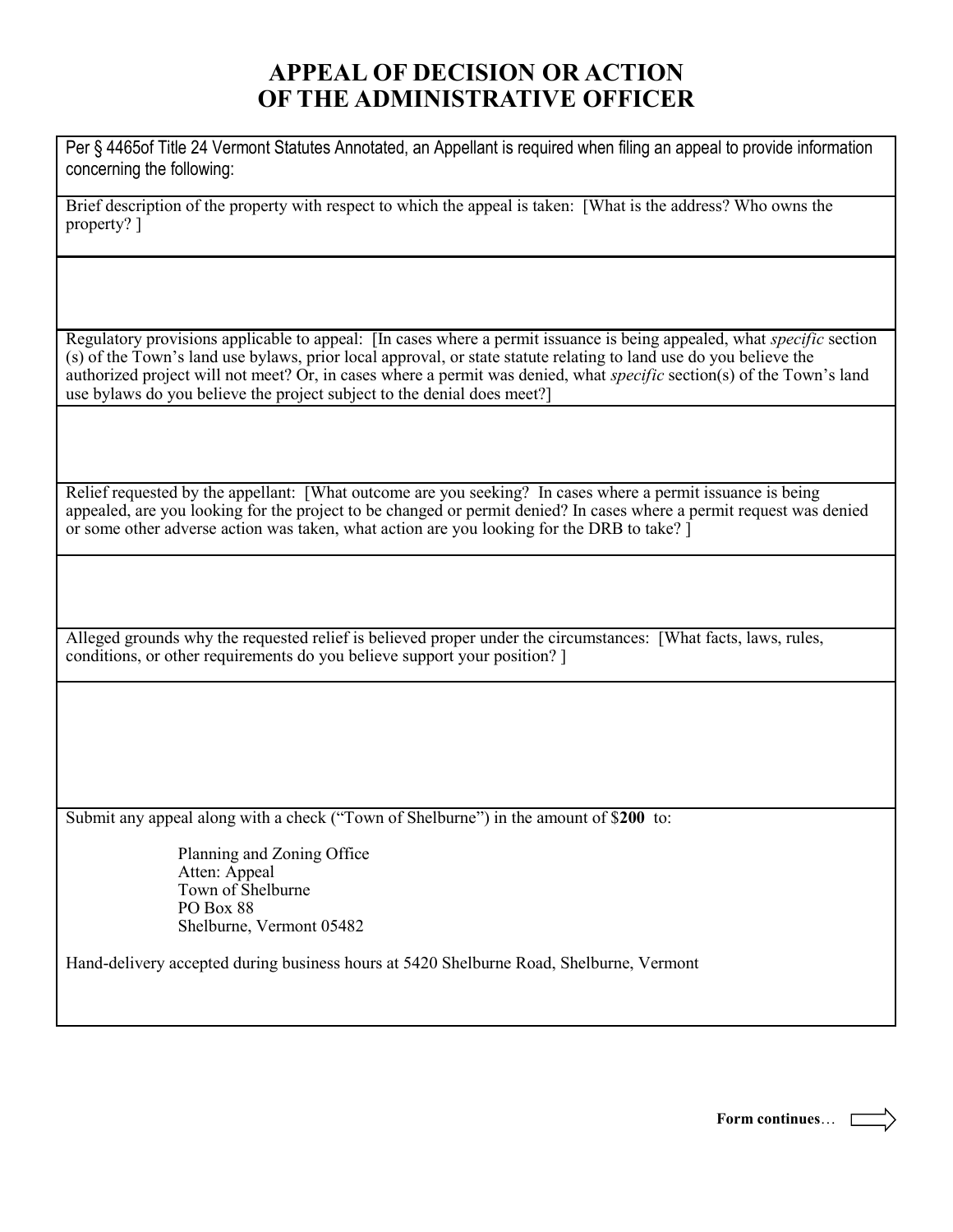# APPEAL OF DECISION OR ACTION OF THE ADMINISTRATIVE OFFICER

Per § 4465of Title 24 Vermont Statutes Annotated, an Appellant is required when filing an appeal to provide information concerning the following:

Brief description of the property with respect to which the appeal is taken: [What is the address? Who owns the property? ]

Regulatory provisions applicable to appeal: [In cases where a permit issuance is being appealed, what *specific* section (s) of the Town's land use bylaws, prior local approval, or state statute relating to land use do you believe the authorized project will not meet? Or, in cases where a permit was denied, what *specific* section(s) of the Town's land use bylaws do you believe the project subject to the denial does meet?]

Relief requested by the appellant: [What outcome are you seeking? In cases where a permit issuance is being appealed, are you looking for the project to be changed or permit denied? In cases where a permit request was denied or some other adverse action was taken, what action are you looking for the DRB to take? ]

Alleged grounds why the requested relief is believed proper under the circumstances: [What facts, laws, rules, conditions, or other requirements do you believe support your position? ]

Submit any appeal along with a check ("Town of Shelburne") in the amount of $**200** to:

Planning and Zoning Office
Atten: Appeal
Town of Shelburne
PO Box 88
Shelburne, Vermont 05482

Hand-delivery accepted during business hours at 5420 Shelburne Road, Shelburne, Vermont

**Form continues**…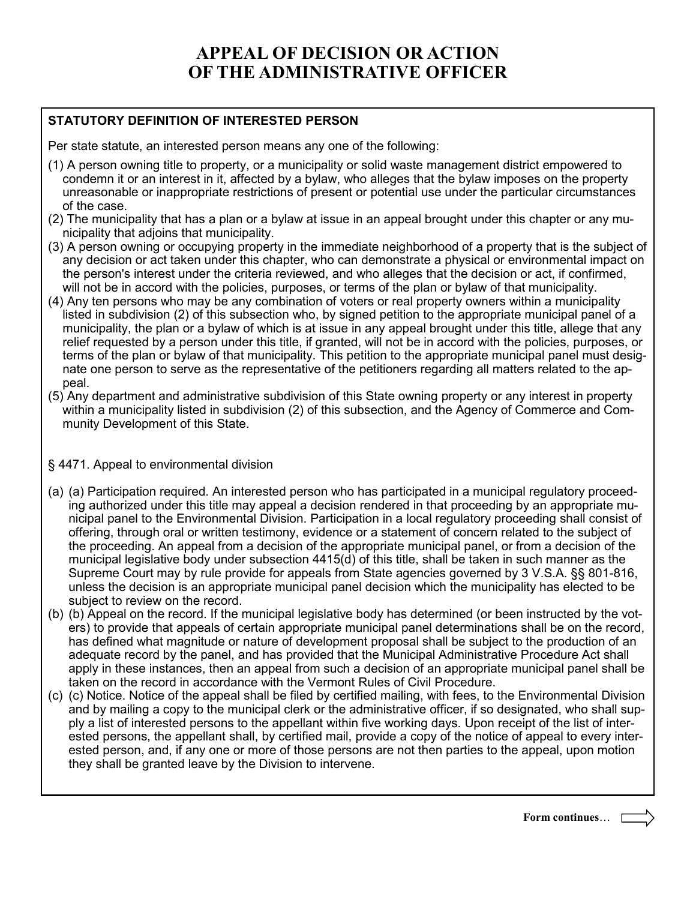# APPEAL OF DECISION OR ACTION OF THE ADMINISTRATIVE OFFICER

**STATUTORY DEFINITION OF INTERESTED PERSON**

Per state statute, an interested person means any one of the following:

(1) A person owning title to property, or a municipality or solid waste management district empowered to condemn it or an interest in it, affected by a bylaw, who alleges that the bylaw imposes on the property unreasonable or inappropriate restrictions of present or potential use under the particular circumstances of the case.

(2) The municipality that has a plan or a bylaw at issue in an appeal brought under this chapter or any municipality that adjoins that municipality.

(3) A person owning or occupying property in the immediate neighborhood of a property that is the subject of any decision or act taken under this chapter, who can demonstrate a physical or environmental impact on the person's interest under the criteria reviewed, and who alleges that the decision or act, if confirmed, will not be in accord with the policies, purposes, or terms of the plan or bylaw of that municipality.

(4) Any ten persons who may be any combination of voters or real property owners within a municipality listed in subdivision (2) of this subsection who, by signed petition to the appropriate municipal panel of a municipality, the plan or a bylaw of which is at issue in any appeal brought under this title, allege that any relief requested by a person under this title, if granted, will not be in accord with the policies, purposes, or terms of the plan or bylaw of that municipality. This petition to the appropriate municipal panel must designate one person to serve as the representative of the petitioners regarding all matters related to the appeal.

(5) Any department and administrative subdivision of this State owning property or any interest in property within a municipality listed in subdivision (2) of this subsection, and the Agency of Commerce and Community Development of this State.

§ 4471. Appeal to environmental division

(a) (a) Participation required. An interested person who has participated in a municipal regulatory proceeding authorized under this title may appeal a decision rendered in that proceeding by an appropriate municipal panel to the Environmental Division. Participation in a local regulatory proceeding shall consist of offering, through oral or written testimony, evidence or a statement of concern related to the subject of the proceeding. An appeal from a decision of the appropriate municipal panel, or from a decision of the municipal legislative body under subsection 4415(d) of this title, shall be taken in such manner as the Supreme Court may by rule provide for appeals from State agencies governed by 3 V.S.A. §§ 801-816, unless the decision is an appropriate municipal panel decision which the municipality has elected to be subject to review on the record.

(b) (b) Appeal on the record. If the municipal legislative body has determined (or been instructed by the voters) to provide that appeals of certain appropriate municipal panel determinations shall be on the record, has defined what magnitude or nature of development proposal shall be subject to the production of an adequate record by the panel, and has provided that the Municipal Administrative Procedure Act shall apply in these instances, then an appeal from such a decision of an appropriate municipal panel shall be taken on the record in accordance with the Vermont Rules of Civil Procedure.

(c) (c) Notice. Notice of the appeal shall be filed by certified mailing, with fees, to the Environmental Division and by mailing a copy to the municipal clerk or the administrative officer, if so designated, who shall supply a list of interested persons to the appellant within five working days. Upon receipt of the list of interested persons, the appellant shall, by certified mail, provide a copy of the notice of appeal to every interested person, and, if any one or more of those persons are not then parties to the appeal, upon motion they shall be granted leave by the Division to intervene.

**Form continues**…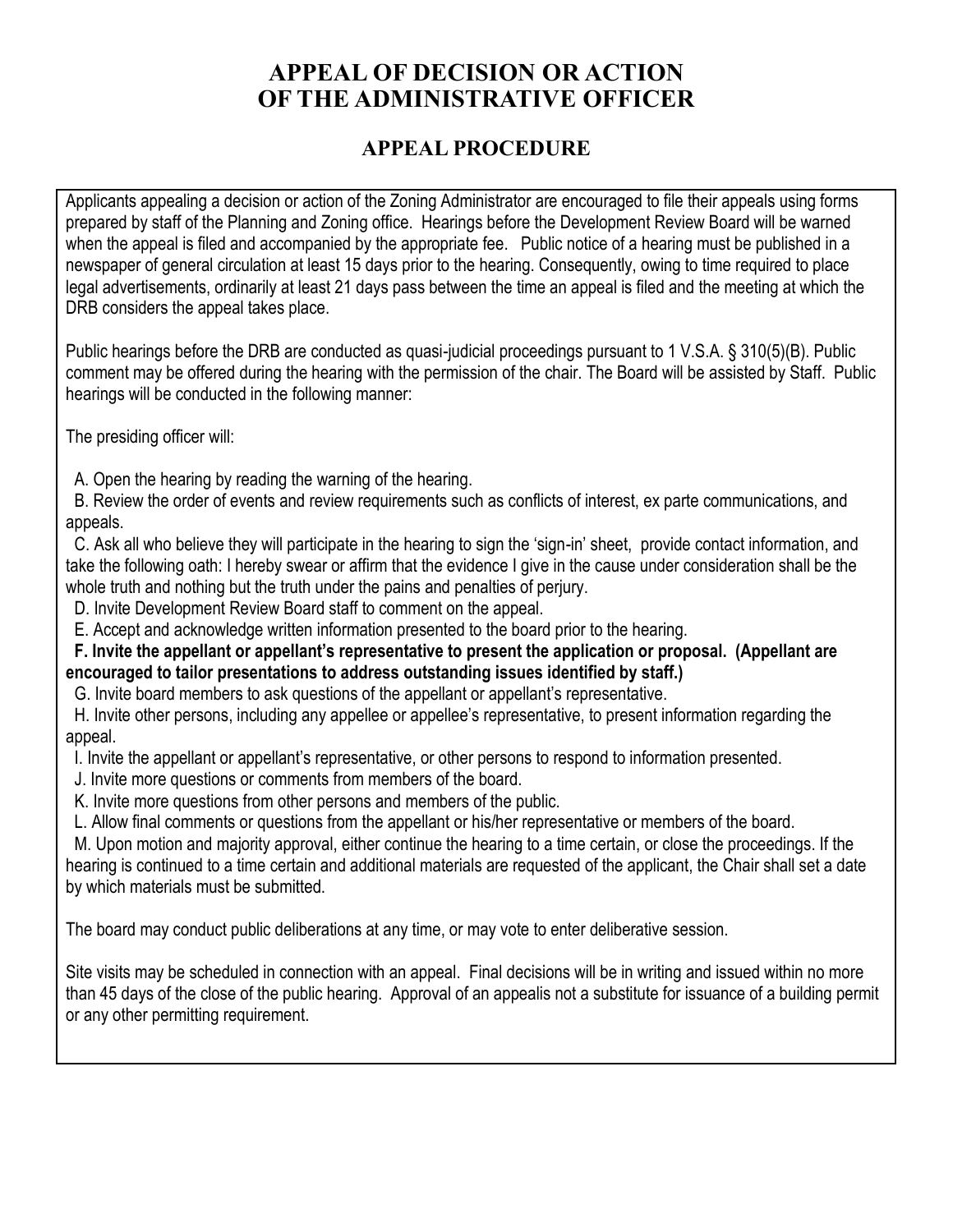# APPEAL OF DECISION OR ACTION OF THE ADMINISTRATIVE OFFICER

## APPEAL PROCEDURE

Applicants appealing a decision or action of the Zoning Administrator are encouraged to file their appeals using forms prepared by staff of the Planning and Zoning office. Hearings before the Development Review Board will be warned when the appeal is filed and accompanied by the appropriate fee. Public notice of a hearing must be published in a newspaper of general circulation at least 15 days prior to the hearing. Consequently, owing to time required to place legal advertisements, ordinarily at least 21 days pass between the time an appeal is filed and the meeting at which the DRB considers the appeal takes place.

Public hearings before the DRB are conducted as quasi-judicial proceedings pursuant to 1 V.S.A. § 310(5)(B). Public comment may be offered during the hearing with the permission of the chair. The Board will be assisted by Staff. Public hearings will be conducted in the following manner:

The presiding officer will:

A. Open the hearing by reading the warning of the hearing.
B. Review the order of events and review requirements such as conflicts of interest, ex parte communications, and appeals.
C. Ask all who believe they will participate in the hearing to sign the 'sign-in' sheet, provide contact information, and take the following oath: I hereby swear or affirm that the evidence I give in the cause under consideration shall be the whole truth and nothing but the truth under the pains and penalties of perjury.
D. Invite Development Review Board staff to comment on the appeal.
E. Accept and acknowledge written information presented to the board prior to the hearing.
**F. Invite the appellant or appellant's representative to present the application or proposal. (Appellant are encouraged to tailor presentations to address outstanding issues identified by staff.)**
G. Invite board members to ask questions of the appellant or appellant's representative.
H. Invite other persons, including any appellee or appellee's representative, to present information regarding the appeal.
I. Invite the appellant or appellant's representative, or other persons to respond to information presented.
J. Invite more questions or comments from members of the board.
K. Invite more questions from other persons and members of the public.
L. Allow final comments or questions from the appellant or his/her representative or members of the board.
M. Upon motion and majority approval, either continue the hearing to a time certain, or close the proceedings. If the hearing is continued to a time certain and additional materials are requested of the applicant, the Chair shall set a date by which materials must be submitted.

The board may conduct public deliberations at any time, or may vote to enter deliberative session.

Site visits may be scheduled in connection with an appeal. Final decisions will be in writing and issued within no more than 45 days of the close of the public hearing. Approval of an appealis not a substitute for issuance of a building permit or any other permitting requirement.